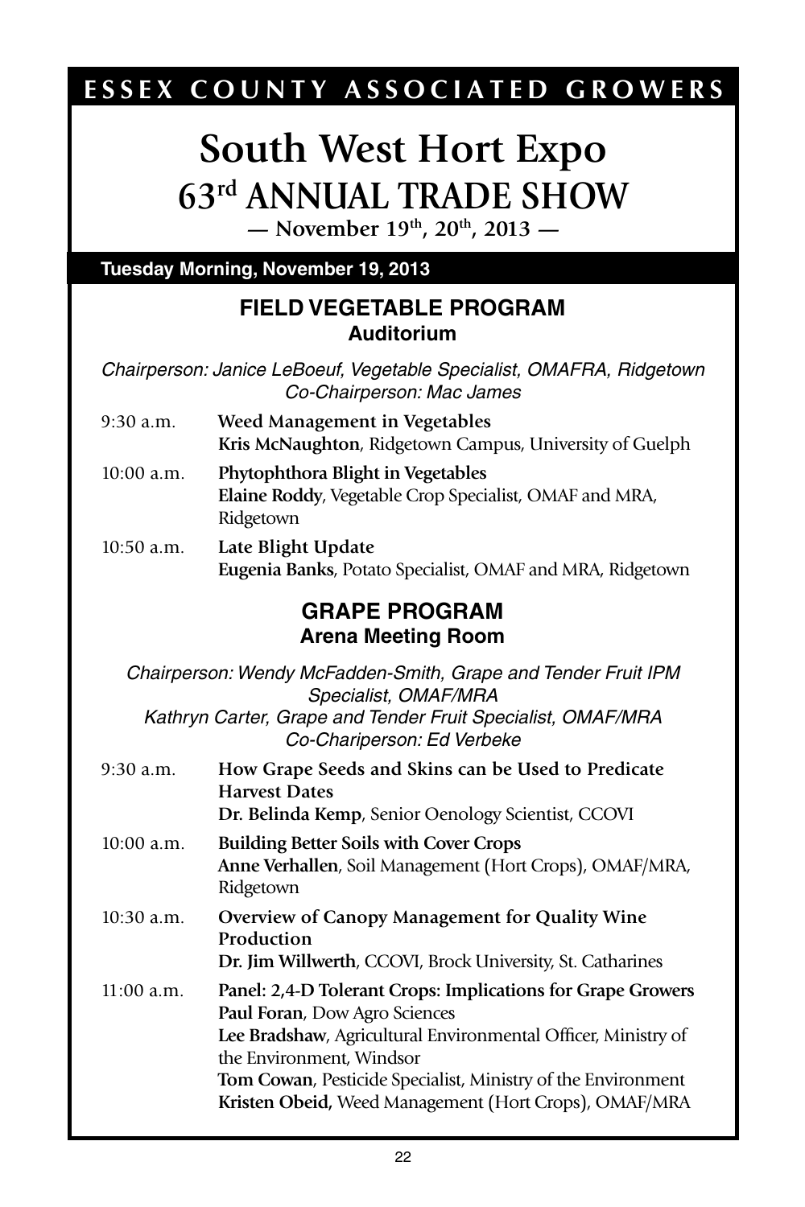# ESSEX COUNTY ASSOCIATED GROWERS

# South West Hort Expo
# 63rd ANNUAL TRADE SHOW

**— November 19th, 20th, 2013 —**

## Tuesday Morning, November 19, 2013

### FIELD VEGETABLE PROGRAM
**Auditorium**

*Chairperson: Janice LeBoeuf, Vegetable Specialist, OMAFRA, Ridgetown*
*Co-Chairperson: Mac James*

9:30 a.m. **Weed Management in Vegetables**
**Kris McNaughton**, Ridgetown Campus, University of Guelph

10:00 a.m. **Phytophthora Blight in Vegetables**
**Elaine Roddy**, Vegetable Crop Specialist, OMAF and MRA, Ridgetown

10:50 a.m. **Late Blight Update**
**Eugenia Banks**, Potato Specialist, OMAF and MRA, Ridgetown

### GRAPE PROGRAM
**Arena Meeting Room**

*Chairperson: Wendy McFadden-Smith, Grape and Tender Fruit IPM Specialist, OMAF/MRA*
*Kathryn Carter, Grape and Tender Fruit Specialist, OMAF/MRA*
*Co-Chariperson: Ed Verbeke*

9:30 a.m. **How Grape Seeds and Skins can be Used to Predicate Harvest Dates**
**Dr. Belinda Kemp**, Senior Oenology Scientist, CCOVI

10:00 a.m. **Building Better Soils with Cover Crops**
**Anne Verhallen**, Soil Management (Hort Crops), OMAF/MRA, Ridgetown

10:30 a.m. **Overview of Canopy Management for Quality Wine Production**
**Dr. Jim Willwerth**, CCOVI, Brock University, St. Catharines

11:00 a.m. **Panel: 2,4-D Tolerant Crops: Implications for Grape Growers**
**Paul Foran**, Dow Agro Sciences
**Lee Bradshaw**, Agricultural Environmental Officer, Ministry of the Environment, Windsor
**Tom Cowan**, Pesticide Specialist, Ministry of the Environment
**Kristen Obeid,** Weed Management (Hort Crops), OMAF/MRA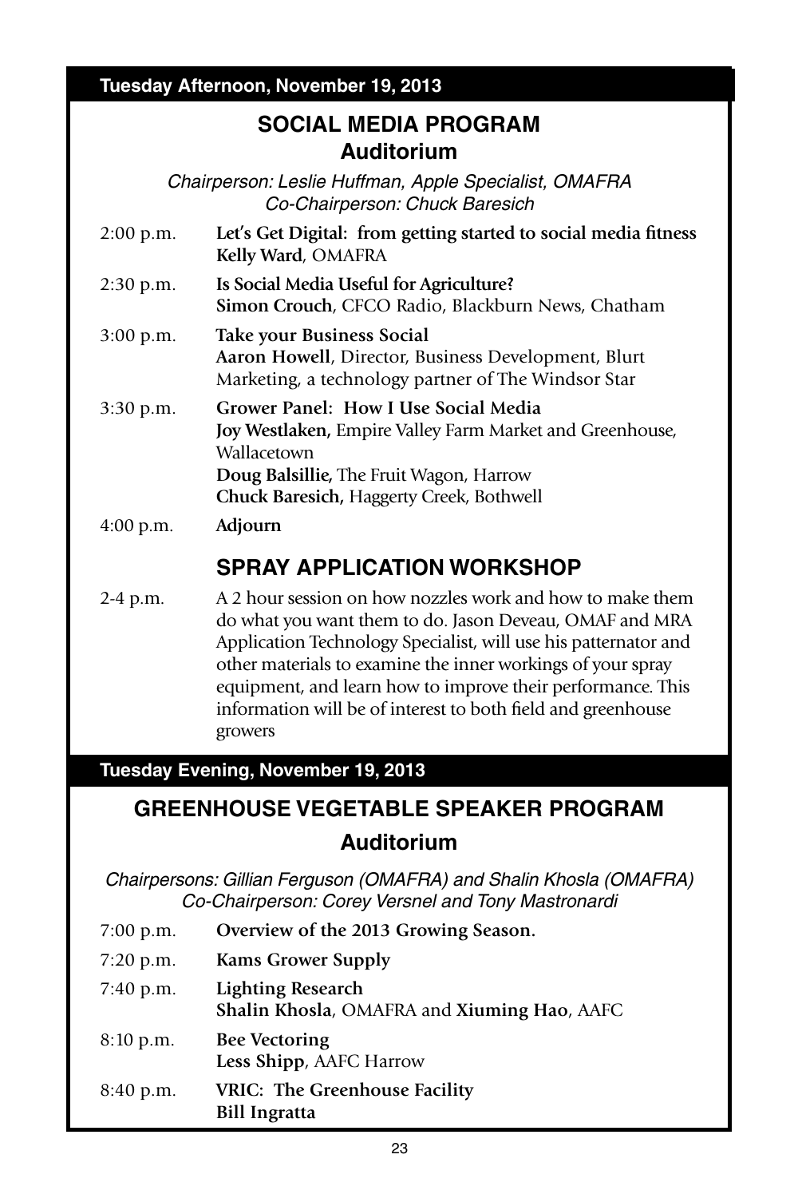**Tuesday Afternoon, November 19, 2013**

## SOCIAL MEDIA PROGRAM
### Auditorium

*Chairperson: Leslie Huffman, Apple Specialist, OMAFRA*
*Co-Chairperson: Chuck Baresich*

2:00 p.m. **Let's Get Digital: from getting started to social media fitness**
**Kelly Ward**, OMAFRA

2:30 p.m. **Is Social Media Useful for Agriculture?**
**Simon Crouch**, CFCO Radio, Blackburn News, Chatham

3:00 p.m. **Take your Business Social**
**Aaron Howell**, Director, Business Development, Blurt Marketing, a technology partner of The Windsor Star

3:30 p.m. **Grower Panel: How I Use Social Media**
**Joy Westlaken,** Empire Valley Farm Market and Greenhouse, Wallacetown
**Doug Balsillie,** The Fruit Wagon, Harrow
**Chuck Baresich,** Haggerty Creek, Bothwell

4:00 p.m. **Adjourn**

## SPRAY APPLICATION WORKSHOP

2-4 p.m. A 2 hour session on how nozzles work and how to make them do what you want them to do. Jason Deveau, OMAF and MRA Application Technology Specialist, will use his patternator and other materials to examine the inner workings of your spray equipment, and learn how to improve their performance. This information will be of interest to both field and greenhouse growers

**Tuesday Evening, November 19, 2013**

## GREENHOUSE VEGETABLE SPEAKER PROGRAM
### Auditorium

*Chairpersons: Gillian Ferguson (OMAFRA) and Shalin Khosla (OMAFRA)*
*Co-Chairperson: Corey Versnel and Tony Mastronardi*

7:00 p.m. **Overview of the 2013 Growing Season.**

7:20 p.m. **Kams Grower Supply**

7:40 p.m. **Lighting Research**
**Shalin Khosla**, OMAFRA and **Xiuming Hao**, AAFC

8:10 p.m. **Bee Vectoring**
**Less Shipp**, AAFC Harrow

8:40 p.m. **VRIC: The Greenhouse Facility**
**Bill Ingratta**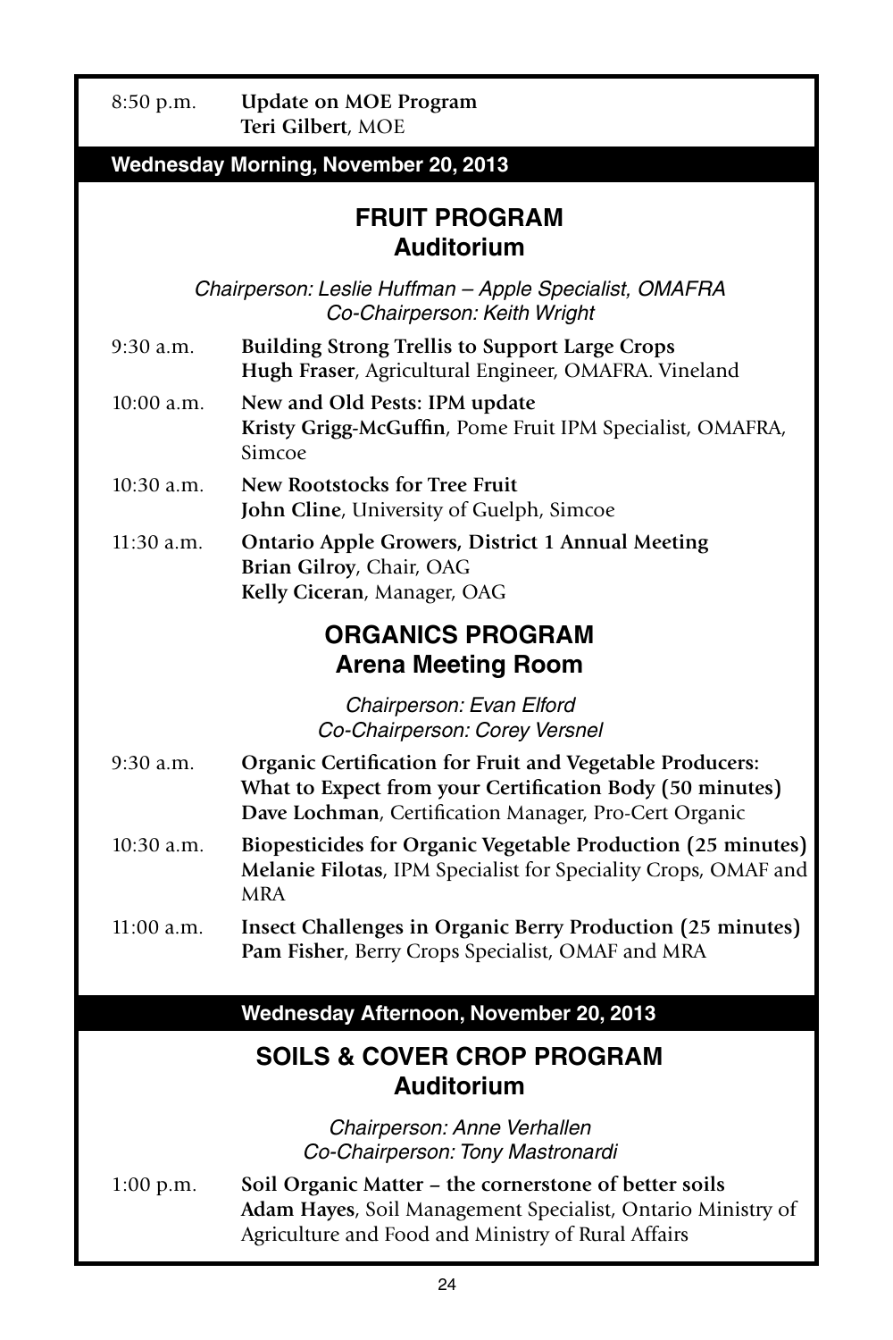8:50 p.m. **Update on MOE Program**
**Teri Gilbert**, MOE

## Wednesday Morning, November 20, 2013

### FRUIT PROGRAM
### Auditorium

*Chairperson: Leslie Huffman – Apple Specialist, OMAFRA*
*Co-Chairperson: Keith Wright*

9:30 a.m. **Building Strong Trellis to Support Large Crops**
**Hugh Fraser**, Agricultural Engineer, OMAFRA. Vineland

10:00 a.m. **New and Old Pests: IPM update**
**Kristy Grigg-McGuffin**, Pome Fruit IPM Specialist, OMAFRA, Simcoe

10:30 a.m. **New Rootstocks for Tree Fruit**
**John Cline**, University of Guelph, Simcoe

11:30 a.m. **Ontario Apple Growers, District 1 Annual Meeting**
**Brian Gilroy**, Chair, OAG
**Kelly Ciceran**, Manager, OAG

### ORGANICS PROGRAM
### Arena Meeting Room

*Chairperson: Evan Elford*
*Co-Chairperson: Corey Versnel*

9:30 a.m. **Organic Certification for Fruit and Vegetable Producers: What to Expect from your Certification Body (50 minutes)**
**Dave Lochman**, Certification Manager, Pro-Cert Organic

10:30 a.m. **Biopesticides for Organic Vegetable Production (25 minutes)**
**Melanie Filotas**, IPM Specialist for Speciality Crops, OMAF and MRA

11:00 a.m. **Insect Challenges in Organic Berry Production (25 minutes)**
**Pam Fisher**, Berry Crops Specialist, OMAF and MRA

## Wednesday Afternoon, November 20, 2013

### SOILS & COVER CROP PROGRAM
### Auditorium

*Chairperson: Anne Verhallen*
*Co-Chairperson: Tony Mastronardi*

1:00 p.m. **Soil Organic Matter – the cornerstone of better soils**
**Adam Hayes**, Soil Management Specialist, Ontario Ministry of Agriculture and Food and Ministry of Rural Affairs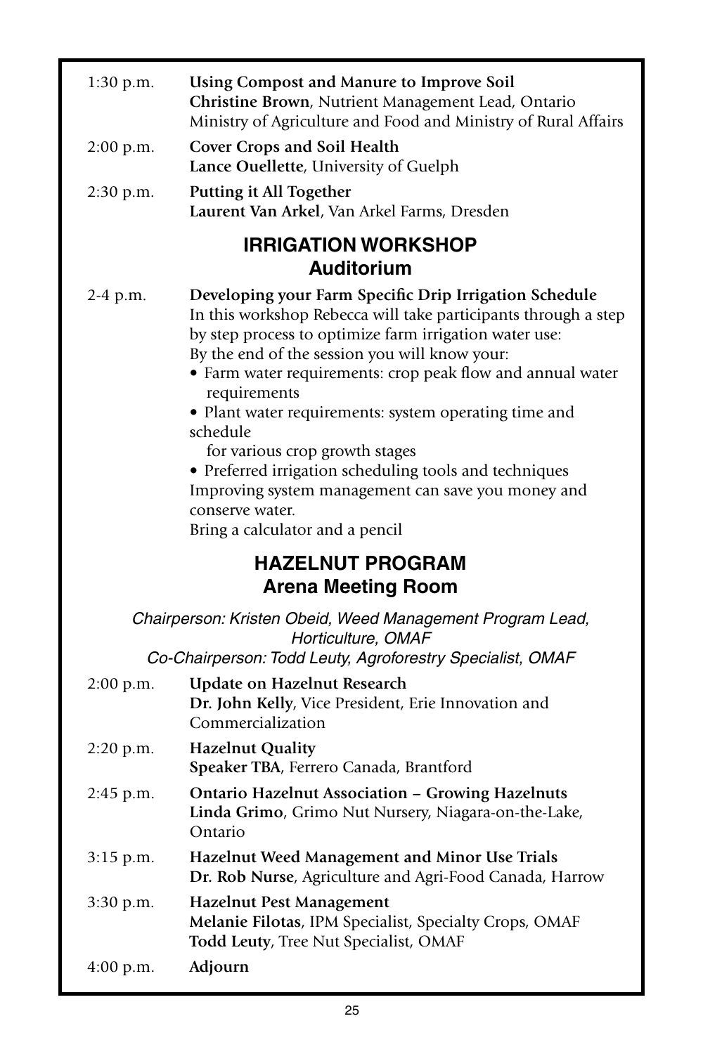1:30 p.m. **Using Compost and Manure to Improve Soil**
**Christine Brown**, Nutrient Management Lead, Ontario Ministry of Agriculture and Food and Ministry of Rural Affairs

2:00 p.m. **Cover Crops and Soil Health**
**Lance Ouellette**, University of Guelph

2:30 p.m. **Putting it All Together**
**Laurent Van Arkel**, Van Arkel Farms, Dresden

## IRRIGATION WORKSHOP
## Auditorium

2-4 p.m. **Developing your Farm Specific Drip Irrigation Schedule**
In this workshop Rebecca will take participants through a step by step process to optimize farm irrigation water use:
By the end of the session you will know your:

- Farm water requirements: crop peak flow and annual water requirements
- Plant water requirements: system operating time and schedule for various crop growth stages
- Preferred irrigation scheduling tools and techniques

Improving system management can save you money and conserve water.
Bring a calculator and a pencil

## HAZELNUT PROGRAM
## Arena Meeting Room

*Chairperson: Kristen Obeid, Weed Management Program Lead, Horticulture, OMAF*
*Co-Chairperson: Todd Leuty, Agroforestry Specialist, OMAF*

2:00 p.m. **Update on Hazelnut Research**
**Dr. John Kelly**, Vice President, Erie Innovation and Commercialization

2:20 p.m. **Hazelnut Quality**
**Speaker TBA**, Ferrero Canada, Brantford

2:45 p.m. **Ontario Hazelnut Association – Growing Hazelnuts**
**Linda Grimo**, Grimo Nut Nursery, Niagara-on-the-Lake, Ontario

3:15 p.m. **Hazelnut Weed Management and Minor Use Trials**
**Dr. Rob Nurse**, Agriculture and Agri-Food Canada, Harrow

3:30 p.m. **Hazelnut Pest Management**
**Melanie Filotas**, IPM Specialist, Specialty Crops, OMAF
**Todd Leuty**, Tree Nut Specialist, OMAF

4:00 p.m. **Adjourn**